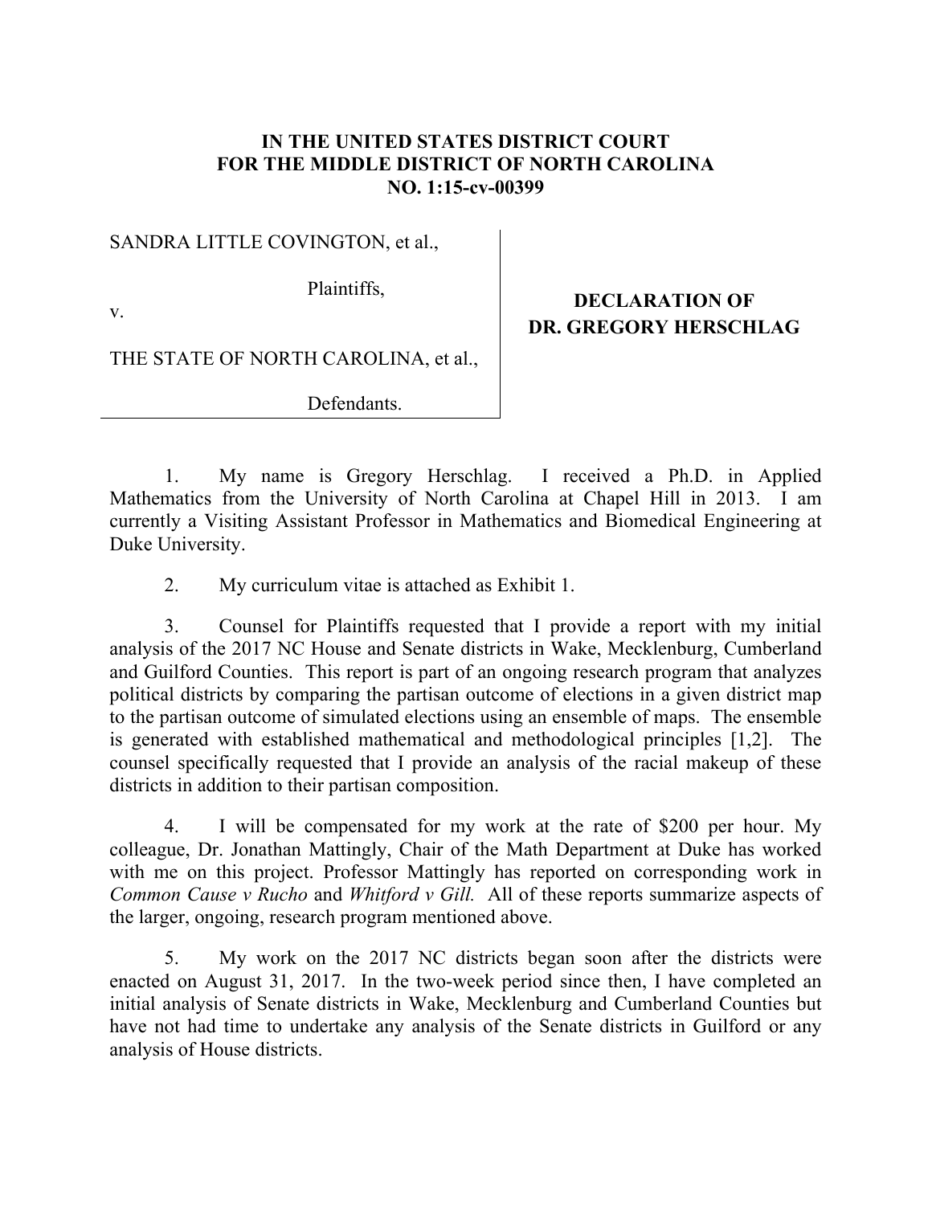**IN THE UNITED STATES DISTRICT COURT**
**FOR THE MIDDLE DISTRICT OF NORTH CAROLINA**
**NO. 1:15-cv-00399**

SANDRA LITTLE COVINGTON, et al.,

Plaintiffs,

v.

THE STATE OF NORTH CAROLINA, et al.,

Defendants.

**DECLARATION OF DR. GREGORY HERSCHLAG**

1. My name is Gregory Herschlag. I received a Ph.D. in Applied Mathematics from the University of North Carolina at Chapel Hill in 2013. I am currently a Visiting Assistant Professor in Mathematics and Biomedical Engineering at Duke University.

2. My curriculum vitae is attached as Exhibit 1.

3. Counsel for Plaintiffs requested that I provide a report with my initial analysis of the 2017 NC House and Senate districts in Wake, Mecklenburg, Cumberland and Guilford Counties. This report is part of an ongoing research program that analyzes political districts by comparing the partisan outcome of elections in a given district map to the partisan outcome of simulated elections using an ensemble of maps. The ensemble is generated with established mathematical and methodological principles [1,2]. The counsel specifically requested that I provide an analysis of the racial makeup of these districts in addition to their partisan composition.

4. I will be compensated for my work at the rate of $200 per hour. My colleague, Dr. Jonathan Mattingly, Chair of the Math Department at Duke has worked with me on this project. Professor Mattingly has reported on corresponding work in *Common Cause v Rucho* and *Whitford v Gill.* All of these reports summarize aspects of the larger, ongoing, research program mentioned above.

5. My work on the 2017 NC districts began soon after the districts were enacted on August 31, 2017. In the two-week period since then, I have completed an initial analysis of Senate districts in Wake, Mecklenburg and Cumberland Counties but have not had time to undertake any analysis of the Senate districts in Guilford or any analysis of House districts.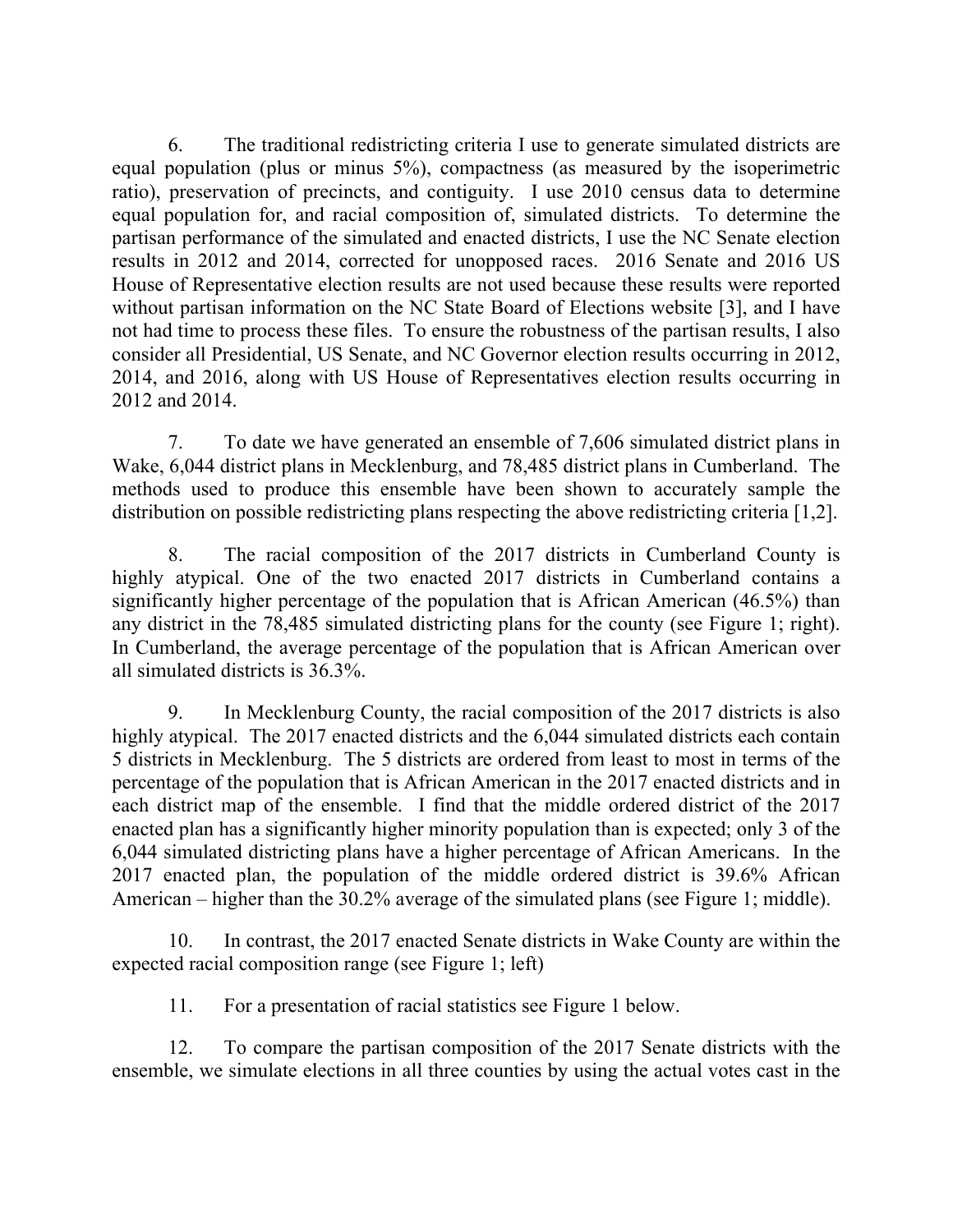6. The traditional redistricting criteria I use to generate simulated districts are equal population (plus or minus 5%), compactness (as measured by the isoperimetric ratio), preservation of precincts, and contiguity. I use 2010 census data to determine equal population for, and racial composition of, simulated districts. To determine the partisan performance of the simulated and enacted districts, I use the NC Senate election results in 2012 and 2014, corrected for unopposed races. 2016 Senate and 2016 US House of Representative election results are not used because these results were reported without partisan information on the NC State Board of Elections website [3], and I have not had time to process these files. To ensure the robustness of the partisan results, I also consider all Presidential, US Senate, and NC Governor election results occurring in 2012, 2014, and 2016, along with US House of Representatives election results occurring in 2012 and 2014.

7. To date we have generated an ensemble of 7,606 simulated district plans in Wake, 6,044 district plans in Mecklenburg, and 78,485 district plans in Cumberland. The methods used to produce this ensemble have been shown to accurately sample the distribution on possible redistricting plans respecting the above redistricting criteria [1,2].

8. The racial composition of the 2017 districts in Cumberland County is highly atypical. One of the two enacted 2017 districts in Cumberland contains a significantly higher percentage of the population that is African American (46.5%) than any district in the 78,485 simulated districting plans for the county (see Figure 1; right). In Cumberland, the average percentage of the population that is African American over all simulated districts is 36.3%.

9. In Mecklenburg County, the racial composition of the 2017 districts is also highly atypical. The 2017 enacted districts and the 6,044 simulated districts each contain 5 districts in Mecklenburg. The 5 districts are ordered from least to most in terms of the percentage of the population that is African American in the 2017 enacted districts and in each district map of the ensemble. I find that the middle ordered district of the 2017 enacted plan has a significantly higher minority population than is expected; only 3 of the 6,044 simulated districting plans have a higher percentage of African Americans. In the 2017 enacted plan, the population of the middle ordered district is 39.6% African American – higher than the 30.2% average of the simulated plans (see Figure 1; middle).

10. In contrast, the 2017 enacted Senate districts in Wake County are within the expected racial composition range (see Figure 1; left)

11. For a presentation of racial statistics see Figure 1 below.

12. To compare the partisan composition of the 2017 Senate districts with the ensemble, we simulate elections in all three counties by using the actual votes cast in the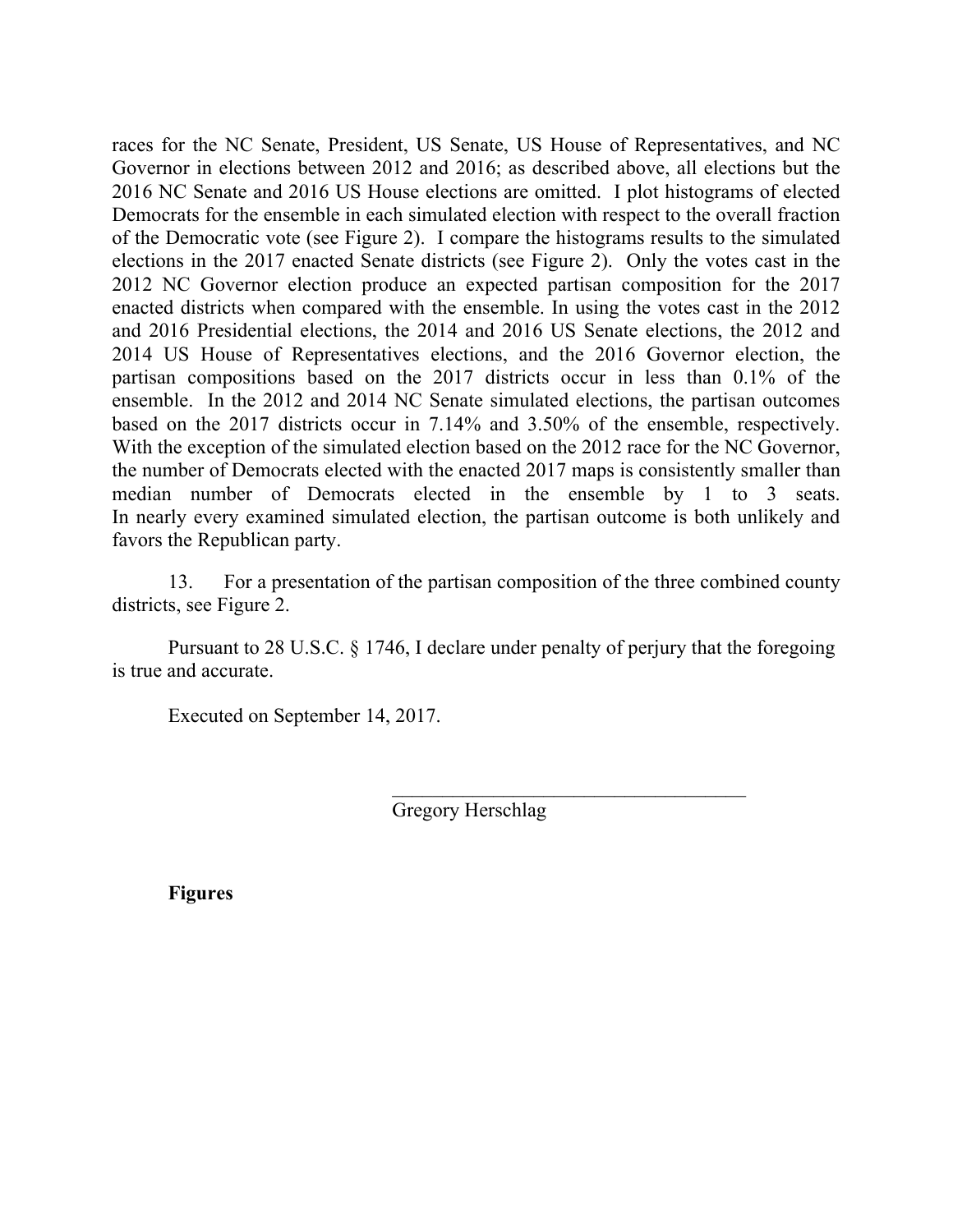races for the NC Senate, President, US Senate, US House of Representatives, and NC Governor in elections between 2012 and 2016; as described above, all elections but the 2016 NC Senate and 2016 US House elections are omitted. I plot histograms of elected Democrats for the ensemble in each simulated election with respect to the overall fraction of the Democratic vote (see Figure 2). I compare the histograms results to the simulated elections in the 2017 enacted Senate districts (see Figure 2). Only the votes cast in the 2012 NC Governor election produce an expected partisan composition for the 2017 enacted districts when compared with the ensemble. In using the votes cast in the 2012 and 2016 Presidential elections, the 2014 and 2016 US Senate elections, the 2012 and 2014 US House of Representatives elections, and the 2016 Governor election, the partisan compositions based on the 2017 districts occur in less than 0.1% of the ensemble. In the 2012 and 2014 NC Senate simulated elections, the partisan outcomes based on the 2017 districts occur in 7.14% and 3.50% of the ensemble, respectively. With the exception of the simulated election based on the 2012 race for the NC Governor, the number of Democrats elected with the enacted 2017 maps is consistently smaller than median number of Democrats elected in the ensemble by 1 to 3 seats. In nearly every examined simulated election, the partisan outcome is both unlikely and favors the Republican party.

13. For a presentation of the partisan composition of the three combined county districts, see Figure 2.

Pursuant to 28 U.S.C. § 1746, I declare under penalty of perjury that the foregoing is true and accurate.

Executed on September 14, 2017.

\_\_\_\_\_\_\_\_\_\_\_\_\_\_\_\_\_\_\_\_\_\_\_\_\_\_\_\_\_\_\_\_\_\_\_\_\_

Gregory Herschlag

**Figures**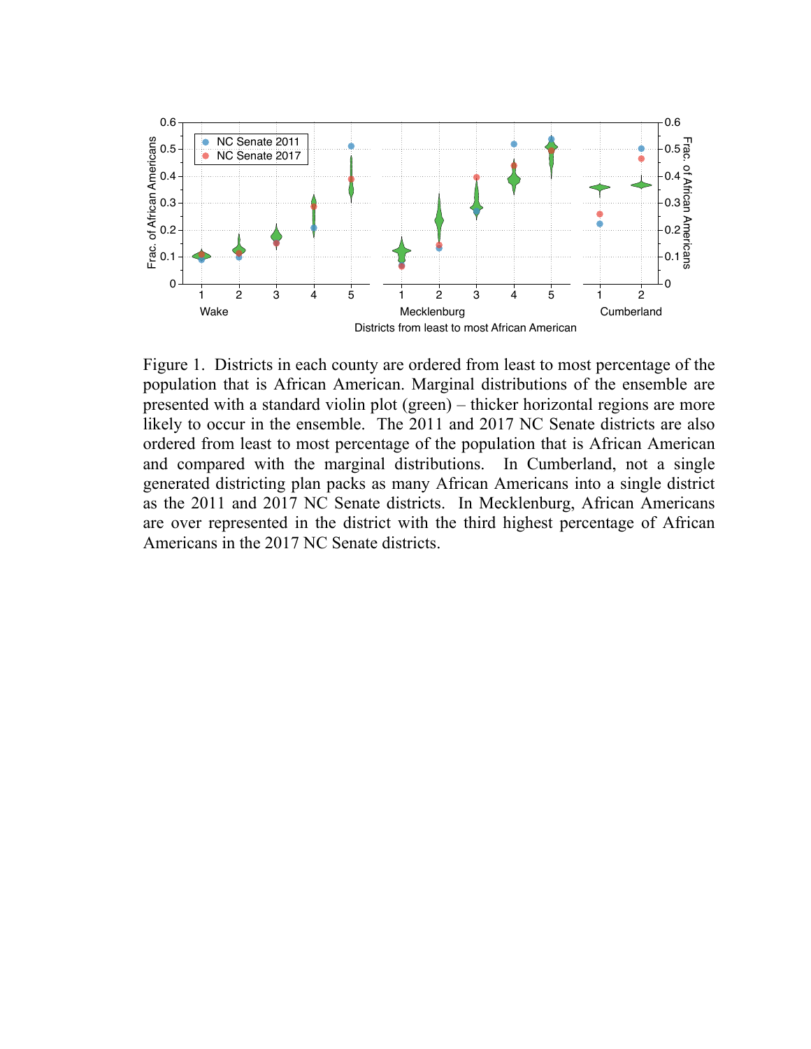Figure 1. Districts in each county are ordered from least to most percentage of the population that is African American. Marginal distributions of the ensemble are presented with a standard violin plot (green) – thicker horizontal regions are more likely to occur in the ensemble. The 2011 and 2017 NC Senate districts are also ordered from least to most percentage of the population that is African American and compared with the marginal distributions. In Cumberland, not a single generated districting plan packs as many African Americans into a single district as the 2011 and 2017 NC Senate districts. In Mecklenburg, African Americans are over represented in the district with the third highest percentage of African Americans in the 2017 NC Senate districts.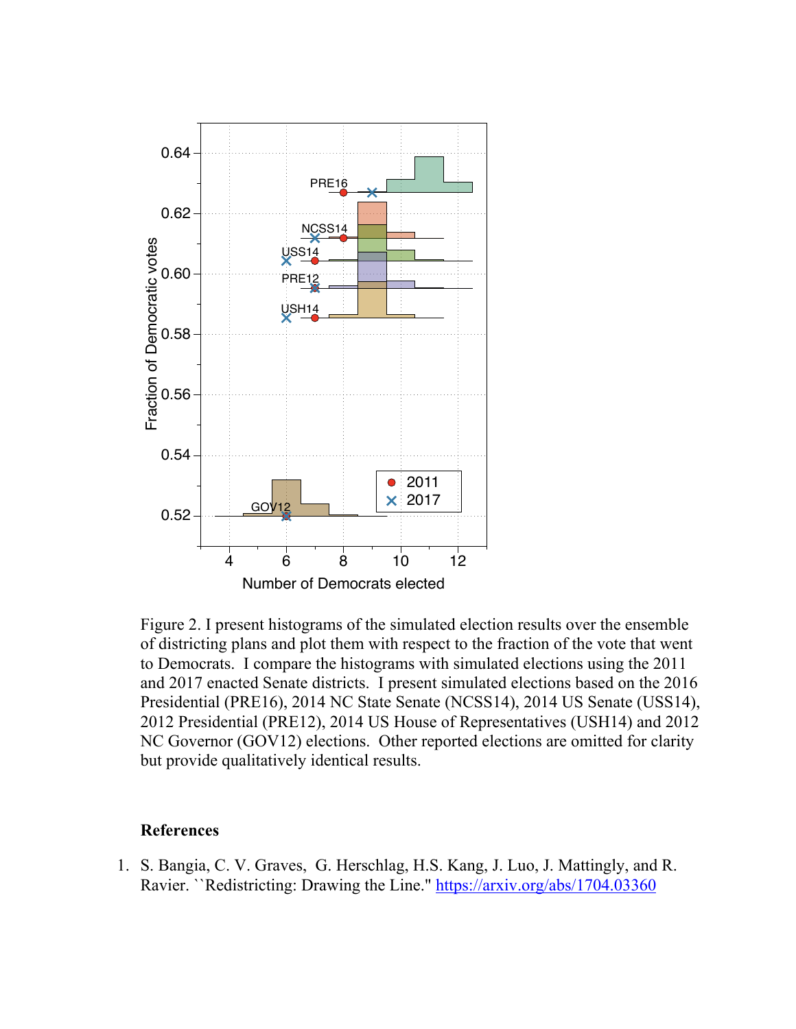Figure 2. I present histograms of the simulated election results over the ensemble of districting plans and plot them with respect to the fraction of the vote that went to Democrats. I compare the histograms with simulated elections using the 2011 and 2017 enacted Senate districts. I present simulated elections based on the 2016 Presidential (PRE16), 2014 NC State Senate (NCSS14), 2014 US Senate (USS14), 2012 Presidential (PRE12), 2014 US House of Representatives (USH14) and 2012 NC Governor (GOV12) elections. Other reported elections are omitted for clarity but provide qualitatively identical results.

**References**

1. S. Bangia, C. V. Graves, G. Herschlag, H.S. Kang, J. Luo, J. Mattingly, and R. Ravier. ``Redistricting: Drawing the Line." https://arxiv.org/abs/1704.03360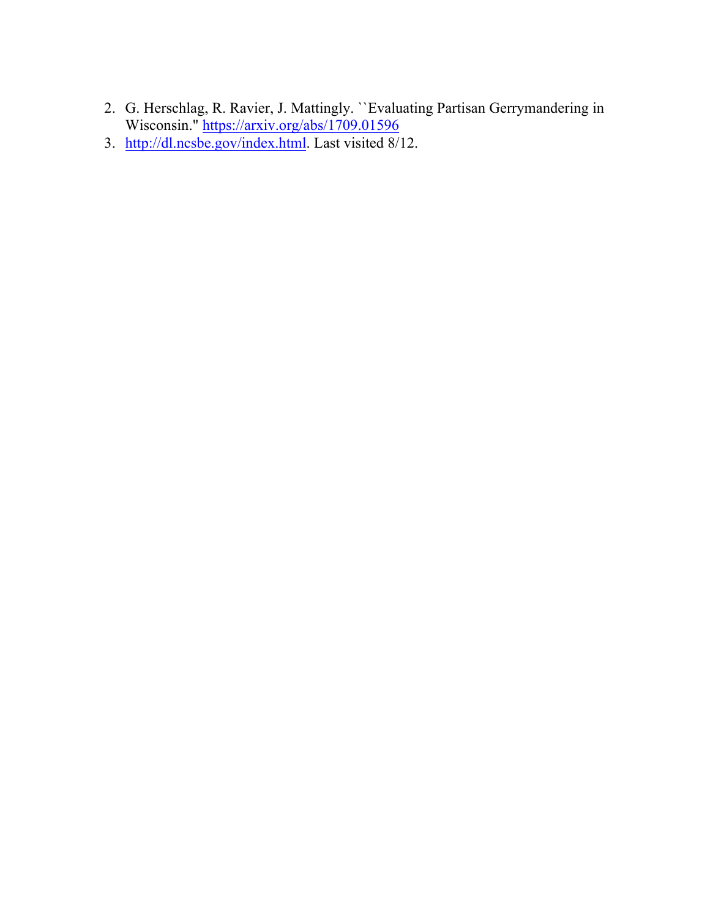2. G. Herschlag, R. Ravier, J. Mattingly. ``Evaluating Partisan Gerrymandering in Wisconsin." https://arxiv.org/abs/1709.01596
3. http://dl.ncsbe.gov/index.html. Last visited 8/12.